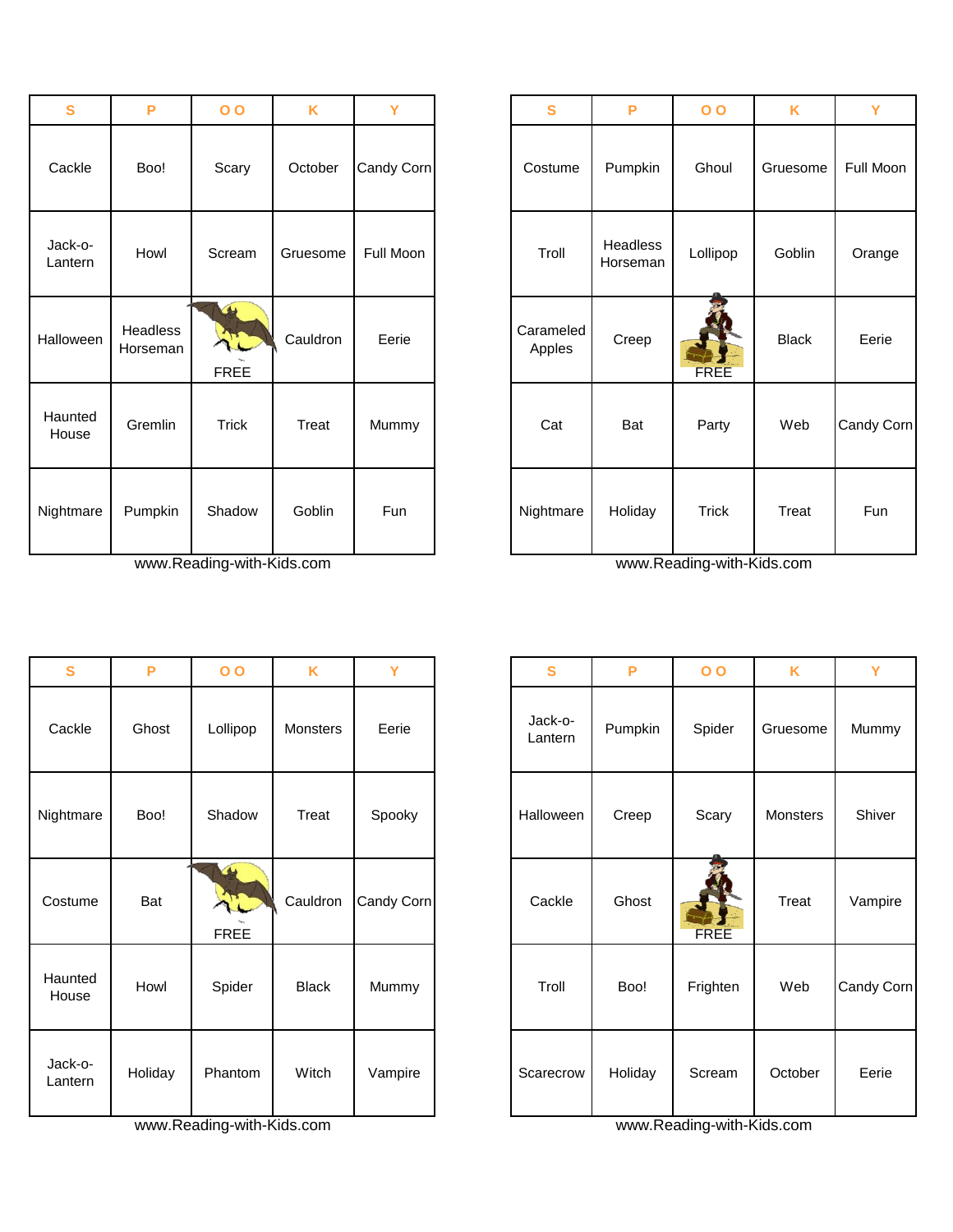| S | P | O O | K | Y |
|---|---|---|---|---|
| Cackle | Boo! | Scary | October | Candy Corn |
| Jack-o-Lantern | Howl | Scream | Gruesome | Full Moon |
| Halloween | Headless Horseman | FREE | Cauldron | Eerie |
| Haunted House | Gremlin | Trick | Treat | Mummy |
| Nightmare | Pumpkin | Shadow | Goblin | Fun |

www.Reading-with-Kids.com

| S | P | O O | K | Y |
|---|---|---|---|---|
| Costume | Pumpkin | Ghoul | Gruesome | Full Moon |
| Troll | Headless Horseman | Lollipop | Goblin | Orange |
| Carameled Apples | Creep | FREE | Black | Eerie |
| Cat | Bat | Party | Web | Candy Corn |
| Nightmare | Holiday | Trick | Treat | Fun |

www.Reading-with-Kids.com

| S | P | O O | K | Y |
|---|---|---|---|---|
| Cackle | Ghost | Lollipop | Monsters | Eerie |
| Nightmare | Boo! | Shadow | Treat | Spooky |
| Costume | Bat | FREE | Cauldron | Candy Corn |
| Haunted House | Howl | Spider | Black | Mummy |
| Jack-o-Lantern | Holiday | Phantom | Witch | Vampire |

www.Reading-with-Kids.com

| S | P | O O | K | Y |
|---|---|---|---|---|
| Jack-o-Lantern | Pumpkin | Spider | Gruesome | Mummy |
| Halloween | Creep | Scary | Monsters | Shiver |
| Cackle | Ghost | FREE | Treat | Vampire |
| Troll | Boo! | Frighten | Web | Candy Corn |
| Scarecrow | Holiday | Scream | October | Eerie |

www.Reading-with-Kids.com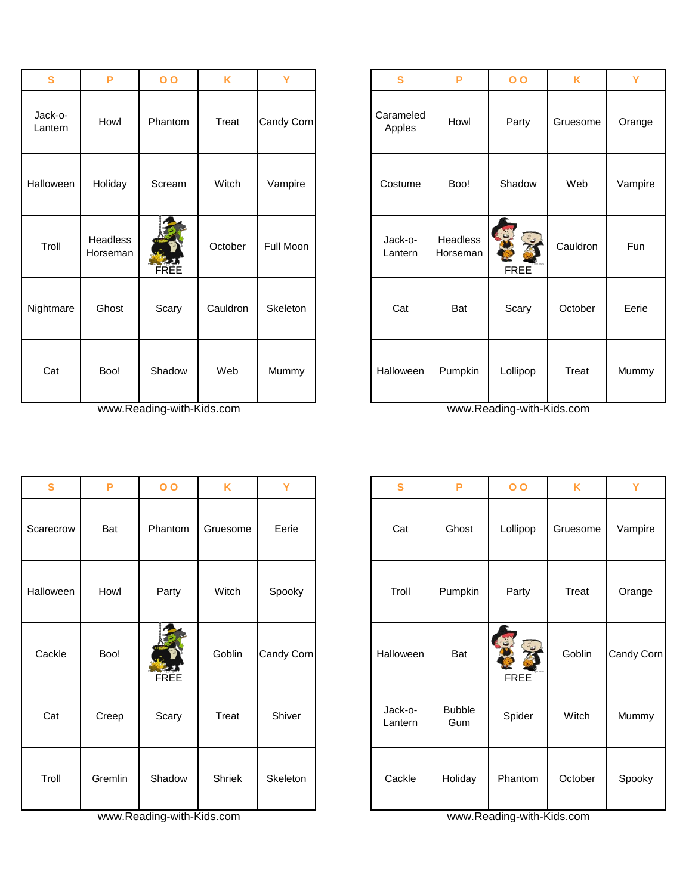| S | P | O O | K | Y |
|---|---|---|---|---|
| Jack-o-Lantern | Howl | Phantom | Treat | Candy Corn |
| Halloween | Holiday | Scream | Witch | Vampire |
| Troll | Headless Horseman | FREE | October | Full Moon |
| Nightmare | Ghost | Scary | Cauldron | Skeleton |
| Cat | Boo! | Shadow | Web | Mummy |

www.Reading-with-Kids.com

| S | P | O O | K | Y |
|---|---|---|---|---|
| Carameled Apples | Howl | Party | Gruesome | Orange |
| Costume | Boo! | Shadow | Web | Vampire |
| Jack-o-Lantern | Headless Horseman | FREE | Cauldron | Fun |
| Cat | Bat | Scary | October | Eerie |
| Halloween | Pumpkin | Lollipop | Treat | Mummy |

www.Reading-with-Kids.com

| S | P | O O | K | Y |
|---|---|---|---|---|
| Scarecrow | Bat | Phantom | Gruesome | Eerie |
| Halloween | Howl | Party | Witch | Spooky |
| Cackle | Boo! | FREE | Goblin | Candy Corn |
| Cat | Creep | Scary | Treat | Shiver |
| Troll | Gremlin | Shadow | Shriek | Skeleton |

www.Reading-with-Kids.com

| S | P | O O | K | Y |
|---|---|---|---|---|
| Cat | Ghost | Lollipop | Gruesome | Vampire |
| Troll | Pumpkin | Party | Treat | Orange |
| Halloween | Bat | FREE | Goblin | Candy Corn |
| Jack-o-Lantern | Bubble Gum | Spider | Witch | Mummy |
| Cackle | Holiday | Phantom | October | Spooky |

www.Reading-with-Kids.com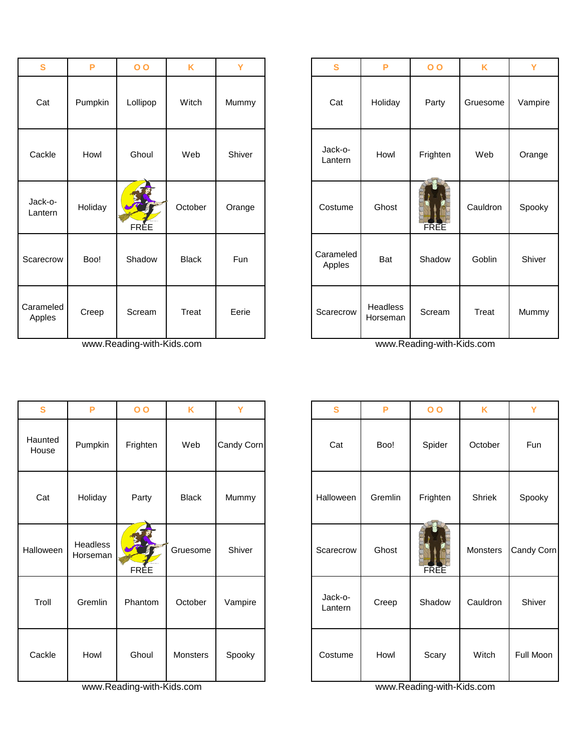| S | P | O O | K | Y |
|---|---|---|---|---|
| Cat | Pumpkin | Lollipop | Witch | Mummy |
| Cackle | Howl | Ghoul | Web | Shiver |
| Jack-o-Lantern | Holiday | FREE | October | Orange |
| Scarecrow | Boo! | Shadow | Black | Fun |
| Carameled Apples | Creep | Scream | Treat | Eerie |

www.Reading-with-Kids.com

| S | P | O O | K | Y |
|---|---|---|---|---|
| Cat | Holiday | Party | Gruesome | Vampire |
| Jack-o-Lantern | Howl | Frighten | Web | Orange |
| Costume | Ghost | FREE | Cauldron | Spooky |
| Carameled Apples | Bat | Shadow | Goblin | Shiver |
| Scarecrow | Headless Horseman | Scream | Treat | Mummy |

www.Reading-with-Kids.com

| S | P | O O | K | Y |
|---|---|---|---|---|
| Haunted House | Pumpkin | Frighten | Web | Candy Corn |
| Cat | Holiday | Party | Black | Mummy |
| Halloween | Headless Horseman | FREE | Gruesome | Shiver |
| Troll | Gremlin | Phantom | October | Vampire |
| Cackle | Howl | Ghoul | Monsters | Spooky |

www.Reading-with-Kids.com

| S | P | O O | K | Y |
|---|---|---|---|---|
| Cat | Boo! | Spider | October | Fun |
| Halloween | Gremlin | Frighten | Shriek | Spooky |
| Scarecrow | Ghost | FREE | Monsters | Candy Corn |
| Jack-o-Lantern | Creep | Shadow | Cauldron | Shiver |
| Costume | Howl | Scary | Witch | Full Moon |

www.Reading-with-Kids.com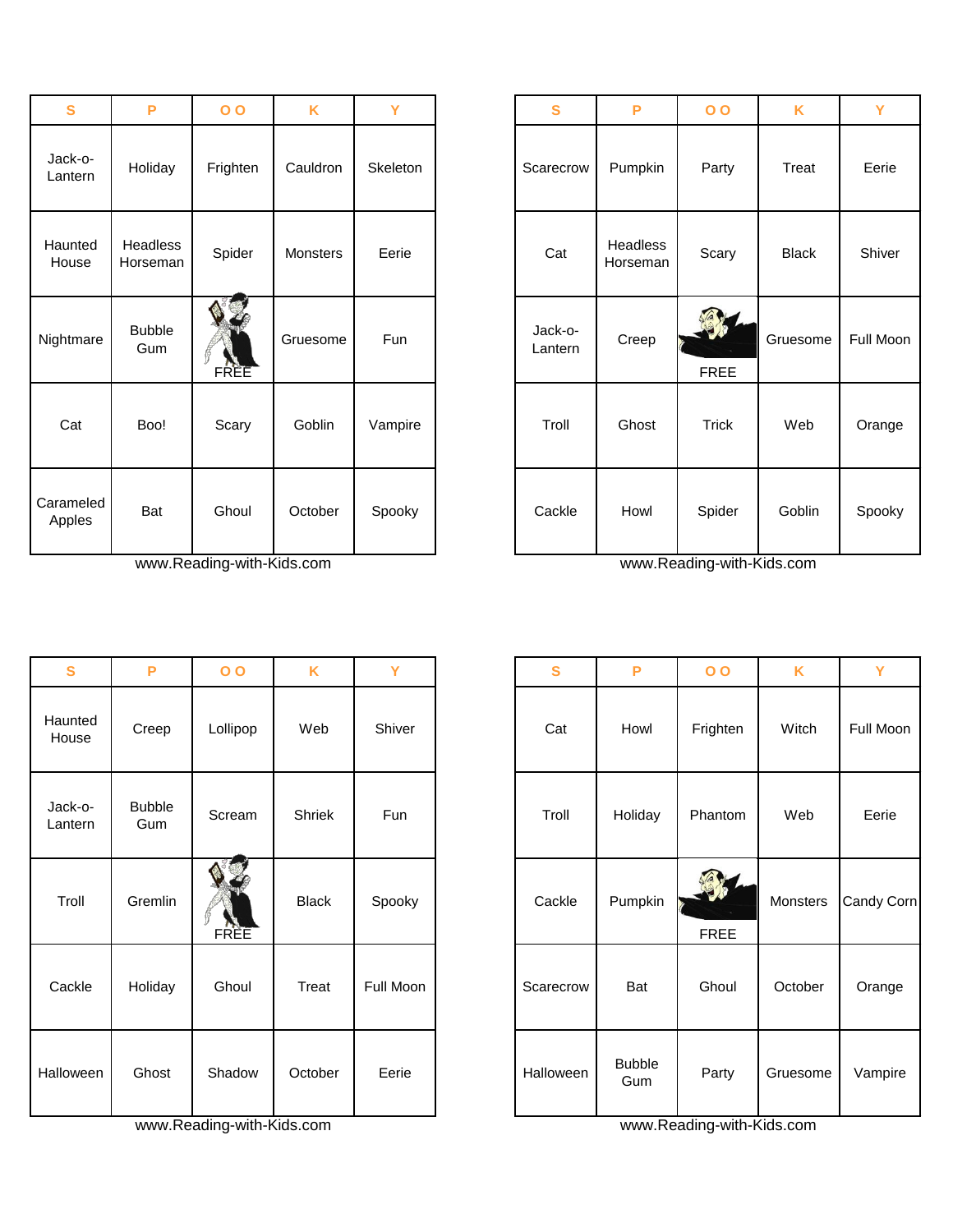| S | P | O O | K | Y |
|---|---|---|---|---|
| Jack-o-Lantern | Holiday | Frighten | Cauldron | Skeleton |
| Haunted House | Headless Horseman | Spider | Monsters | Eerie |
| Nightmare | Bubble Gum | FREE | Gruesome | Fun |
| Cat | Boo! | Scary | Goblin | Vampire |
| Carameled Apples | Bat | Ghoul | October | Spooky |

www.Reading-with-Kids.com

| S | P | O O | K | Y |
|---|---|---|---|---|
| Scarecrow | Pumpkin | Party | Treat | Eerie |
| Cat | Headless Horseman | Scary | Black | Shiver |
| Jack-o-Lantern | Creep | FREE | Gruesome | Full Moon |
| Troll | Ghost | Trick | Web | Orange |
| Cackle | Howl | Spider | Goblin | Spooky |

www.Reading-with-Kids.com

| S | P | O O | K | Y |
|---|---|---|---|---|
| Haunted House | Creep | Lollipop | Web | Shiver |
| Jack-o-Lantern | Bubble Gum | Scream | Shriek | Fun |
| Troll | Gremlin | FREE | Black | Spooky |
| Cackle | Holiday | Ghoul | Treat | Full Moon |
| Halloween | Ghost | Shadow | October | Eerie |

www.Reading-with-Kids.com

| S | P | O O | K | Y |
|---|---|---|---|---|
| Cat | Howl | Frighten | Witch | Full Moon |
| Troll | Holiday | Phantom | Web | Eerie |
| Cackle | Pumpkin | FREE | Monsters | Candy Corn |
| Scarecrow | Bat | Ghoul | October | Orange |
| Halloween | Bubble Gum | Party | Gruesome | Vampire |

www.Reading-with-Kids.com